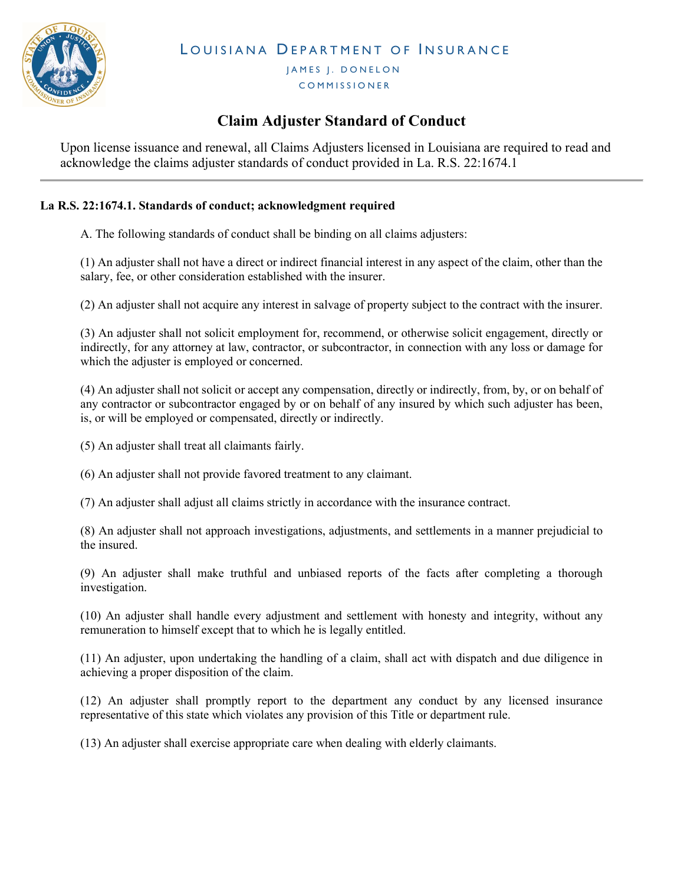LOUISIANA DEPARTMENT OF INSURANCE

JAMES J. DONELON

COMMISSIONER

# Claim Adjuster Standard of Conduct

Upon license issuance and renewal, all Claims Adjusters licensed in Louisiana are required to read and acknowledge the claims adjuster standards of conduct provided in La. R.S. 22:1674.1

---

**La R.S. 22:1674.1. Standards of conduct; acknowledgment required**

A. The following standards of conduct shall be binding on all claims adjusters:

(1) An adjuster shall not have a direct or indirect financial interest in any aspect of the claim, other than the salary, fee, or other consideration established with the insurer.

(2) An adjuster shall not acquire any interest in salvage of property subject to the contract with the insurer.

(3) An adjuster shall not solicit employment for, recommend, or otherwise solicit engagement, directly or indirectly, for any attorney at law, contractor, or subcontractor, in connection with any loss or damage for which the adjuster is employed or concerned.

(4) An adjuster shall not solicit or accept any compensation, directly or indirectly, from, by, or on behalf of any contractor or subcontractor engaged by or on behalf of any insured by which such adjuster has been, is, or will be employed or compensated, directly or indirectly.

(5) An adjuster shall treat all claimants fairly.

(6) An adjuster shall not provide favored treatment to any claimant.

(7) An adjuster shall adjust all claims strictly in accordance with the insurance contract.

(8) An adjuster shall not approach investigations, adjustments, and settlements in a manner prejudicial to the insured.

(9) An adjuster shall make truthful and unbiased reports of the facts after completing a thorough investigation.

(10) An adjuster shall handle every adjustment and settlement with honesty and integrity, without any remuneration to himself except that to which he is legally entitled.

(11) An adjuster, upon undertaking the handling of a claim, shall act with dispatch and due diligence in achieving a proper disposition of the claim.

(12) An adjuster shall promptly report to the department any conduct by any licensed insurance representative of this state which violates any provision of this Title or department rule.

(13) An adjuster shall exercise appropriate care when dealing with elderly claimants.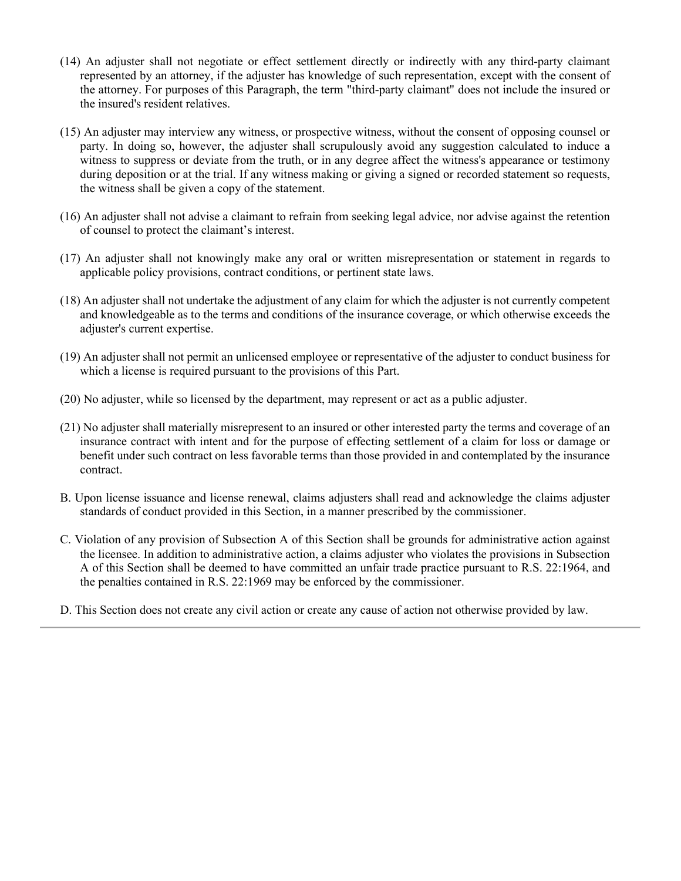(14) An adjuster shall not negotiate or effect settlement directly or indirectly with any third-party claimant represented by an attorney, if the adjuster has knowledge of such representation, except with the consent of the attorney. For purposes of this Paragraph, the term "third-party claimant" does not include the insured or the insured's resident relatives.

(15) An adjuster may interview any witness, or prospective witness, without the consent of opposing counsel or party. In doing so, however, the adjuster shall scrupulously avoid any suggestion calculated to induce a witness to suppress or deviate from the truth, or in any degree affect the witness's appearance or testimony during deposition or at the trial. If any witness making or giving a signed or recorded statement so requests, the witness shall be given a copy of the statement.

(16) An adjuster shall not advise a claimant to refrain from seeking legal advice, nor advise against the retention of counsel to protect the claimant's interest.

(17) An adjuster shall not knowingly make any oral or written misrepresentation or statement in regards to applicable policy provisions, contract conditions, or pertinent state laws.

(18) An adjuster shall not undertake the adjustment of any claim for which the adjuster is not currently competent and knowledgeable as to the terms and conditions of the insurance coverage, or which otherwise exceeds the adjuster's current expertise.

(19) An adjuster shall not permit an unlicensed employee or representative of the adjuster to conduct business for which a license is required pursuant to the provisions of this Part.

(20) No adjuster, while so licensed by the department, may represent or act as a public adjuster.

(21) No adjuster shall materially misrepresent to an insured or other interested party the terms and coverage of an insurance contract with intent and for the purpose of effecting settlement of a claim for loss or damage or benefit under such contract on less favorable terms than those provided in and contemplated by the insurance contract.

B. Upon license issuance and license renewal, claims adjusters shall read and acknowledge the claims adjuster standards of conduct provided in this Section, in a manner prescribed by the commissioner.

C. Violation of any provision of Subsection A of this Section shall be grounds for administrative action against the licensee. In addition to administrative action, a claims adjuster who violates the provisions in Subsection A of this Section shall be deemed to have committed an unfair trade practice pursuant to R.S. 22:1964, and the penalties contained in R.S. 22:1969 may be enforced by the commissioner.

D. This Section does not create any civil action or create any cause of action not otherwise provided by law.